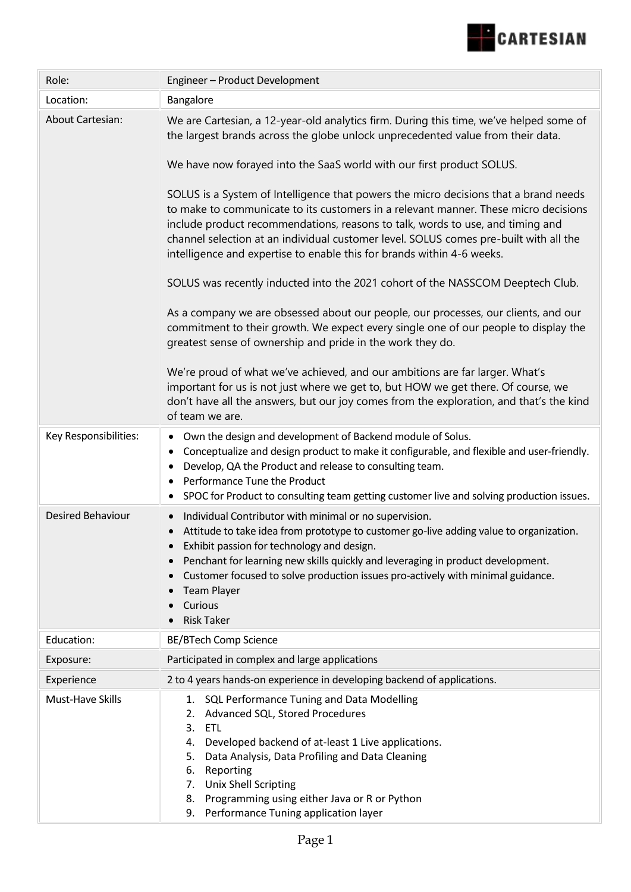CARTESIAN

| Role: | Engineer – Product Development |
|---|---|
| Location: | Bangalore |
| About Cartesian: | We are Cartesian, a 12-year-old analytics firm. During this time, we've helped some of the largest brands across the globe unlock unprecedented value from their data.<br><br>We have now forayed into the SaaS world with our first product SOLUS.<br><br>SOLUS is a System of Intelligence that powers the micro decisions that a brand needs to make to communicate to its customers in a relevant manner. These micro decisions include product recommendations, reasons to talk, words to use, and timing and channel selection at an individual customer level. SOLUS comes pre-built with all the intelligence and expertise to enable this for brands within 4-6 weeks.<br><br>SOLUS was recently inducted into the 2021 cohort of the NASSCOM Deeptech Club.<br><br>As a company we are obsessed about our people, our processes, our clients, and our commitment to their growth. We expect every single one of our people to display the greatest sense of ownership and pride in the work they do.<br><br>We're proud of what we've achieved, and our ambitions are far larger. What's important for us is not just where we get to, but HOW we get there. Of course, we don't have all the answers, but our joy comes from the exploration, and that's the kind of team we are. |
| Key Responsibilities: | • Own the design and development of Backend module of Solus.<br>• Conceptualize and design product to make it configurable, and flexible and user-friendly.<br>• Develop, QA the Product and release to consulting team.<br>• Performance Tune the Product<br>• SPOC for Product to consulting team getting customer live and solving production issues. |
| Desired Behaviour | • Individual Contributor with minimal or no supervision.<br>• Attitude to take idea from prototype to customer go-live adding value to organization.<br>• Exhibit passion for technology and design.<br>• Penchant for learning new skills quickly and leveraging in product development.<br>• Customer focused to solve production issues pro-actively with minimal guidance.<br>• Team Player<br>• Curious<br>• Risk Taker |
| Education: | BE/BTech Comp Science |
| Exposure: | Participated in complex and large applications |
| Experience | 2 to 4 years hands-on experience in developing backend of applications. |
| Must-Have Skills | 1. SQL Performance Tuning and Data Modelling<br>2. Advanced SQL, Stored Procedures<br>3. ETL<br>4. Developed backend of at-least 1 Live applications.<br>5. Data Analysis, Data Profiling and Data Cleaning<br>6. Reporting<br>7. Unix Shell Scripting<br>8. Programming using either Java or R or Python<br>9. Performance Tuning application layer |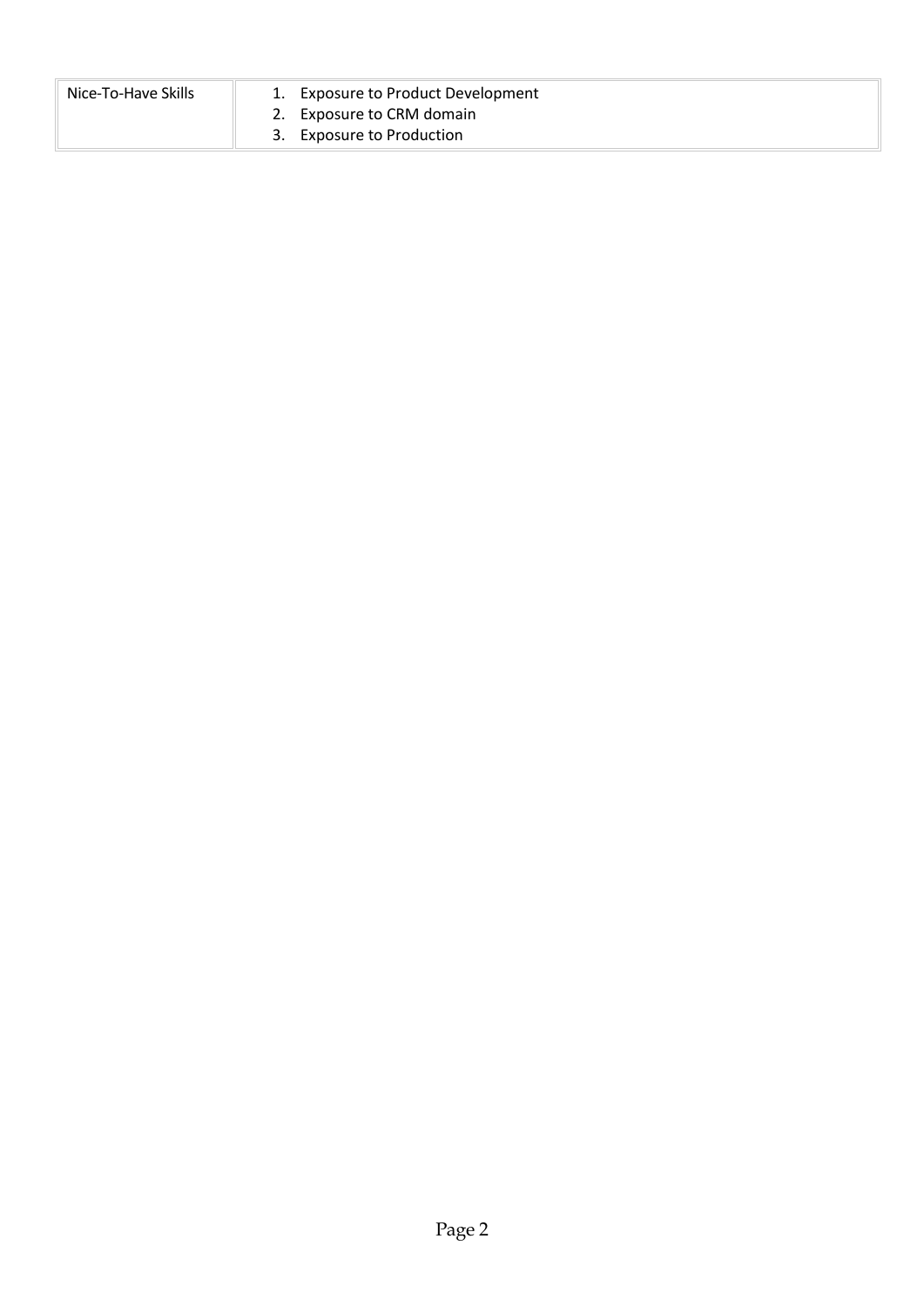| | |
|---|---|
| Nice-To-Have Skills | 1. Exposure to Product Development<br>2. Exposure to CRM domain<br>3. Exposure to Production |